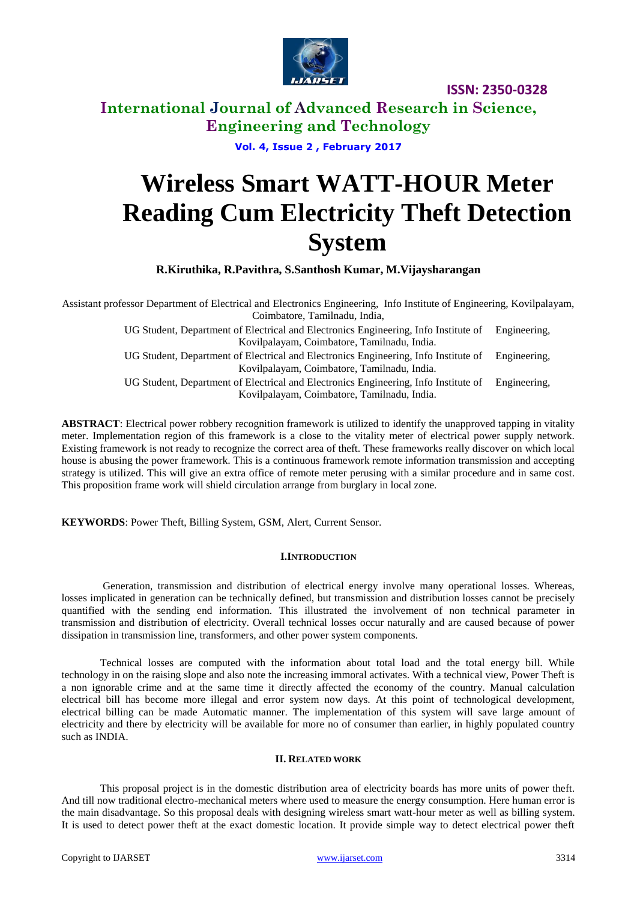# Wireless Smart WATT-HOUR Meter Reading Cum Electricity Theft Detection System

**R.Kiruthika, R.Pavithra, S.Santhosh Kumar, M.Vijaysharangan**

Assistant professor Department of Electrical and Electronics Engineering, Info Institute of Engineering, Kovilpalayam, Coimbatore, Tamilnadu, India,

UG Student, Department of Electrical and Electronics Engineering, Info Institute of Engineering, Kovilpalayam, Coimbatore, Tamilnadu, India.

UG Student, Department of Electrical and Electronics Engineering, Info Institute of Engineering, Kovilpalayam, Coimbatore, Tamilnadu, India.

UG Student, Department of Electrical and Electronics Engineering, Info Institute of Engineering, Kovilpalayam, Coimbatore, Tamilnadu, India.

**ABSTRACT**: Electrical power robbery recognition framework is utilized to identify the unapproved tapping in vitality meter. Implementation region of this framework is a close to the vitality meter of electrical power supply network. Existing framework is not ready to recognize the correct area of theft. These frameworks really discover on which local house is abusing the power framework. This is a continuous framework remote information transmission and accepting strategy is utilized. This will give an extra office of remote meter perusing with a similar procedure and in same cost. This proposition frame work will shield circulation arrange from burglary in local zone.

**KEYWORDS**: Power Theft, Billing System, GSM, Alert, Current Sensor.

## I.INTRODUCTION

Generation, transmission and distribution of electrical energy involve many operational losses. Whereas, losses implicated in generation can be technically defined, but transmission and distribution losses cannot be precisely quantified with the sending end information. This illustrated the involvement of non technical parameter in transmission and distribution of electricity. Overall technical losses occur naturally and are caused because of power dissipation in transmission line, transformers, and other power system components.

Technical losses are computed with the information about total load and the total energy bill. While technology in on the raising slope and also note the increasing immoral activates. With a technical view, Power Theft is a non ignorable crime and at the same time it directly affected the economy of the country. Manual calculation electrical bill has become more illegal and error system now days. At this point of technological development, electrical billing can be made Automatic manner. The implementation of this system will save large amount of electricity and there by electricity will be available for more no of consumer than earlier, in highly populated country such as INDIA.

## II. RELATED WORK

This proposal project is in the domestic distribution area of electricity boards has more units of power theft. And till now traditional electro-mechanical meters where used to measure the energy consumption. Here human error is the main disadvantage. So this proposal deals with designing wireless smart watt-hour meter as well as billing system. It is used to detect power theft at the exact domestic location. It provide simple way to detect electrical power theft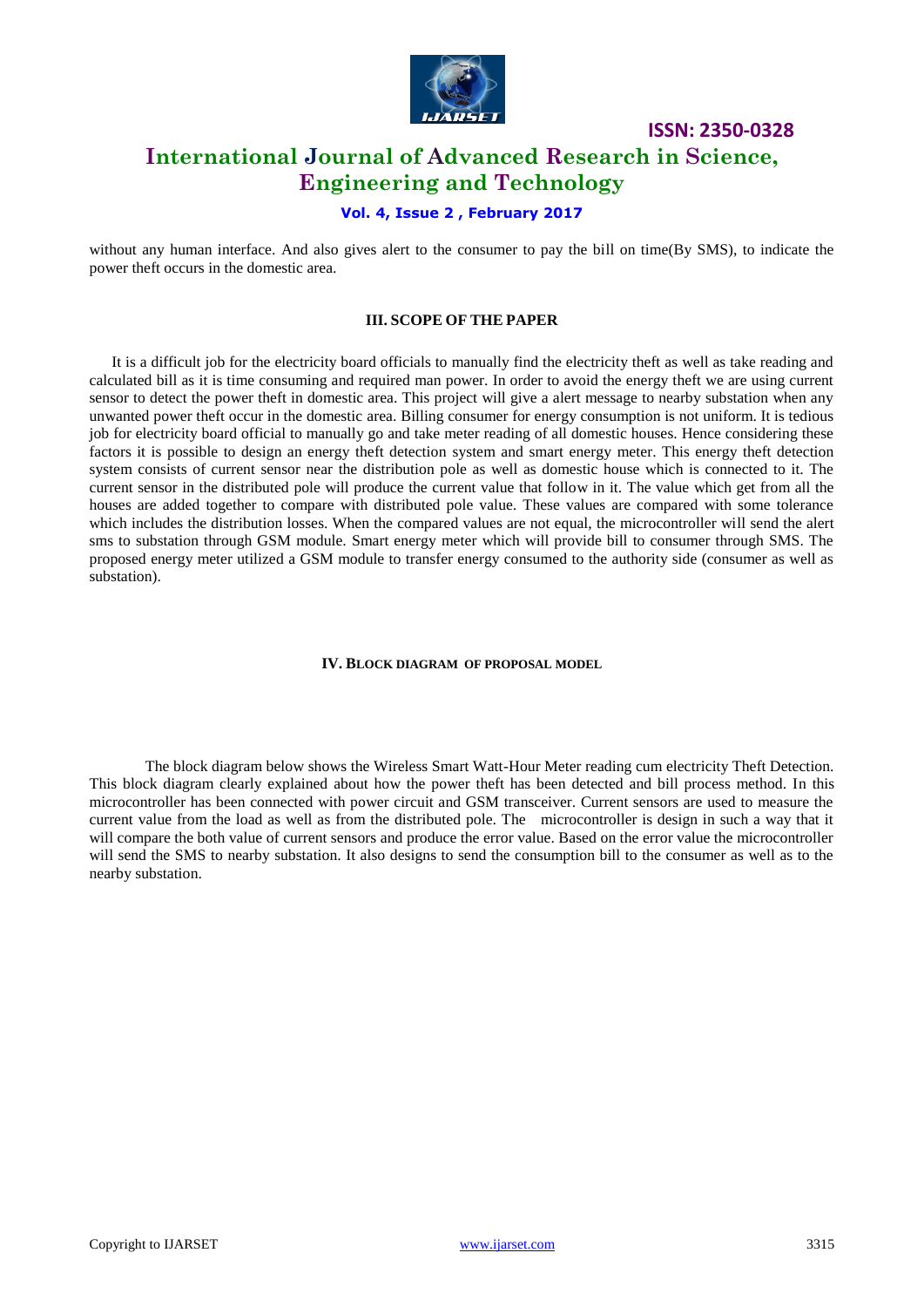without any human interface. And also gives alert to the consumer to pay the bill on time(By SMS), to indicate the power theft occurs in the domestic area.

## III. SCOPE OF THE PAPER

It is a difficult job for the electricity board officials to manually find the electricity theft as well as take reading and calculated bill as it is time consuming and required man power. In order to avoid the energy theft we are using current sensor to detect the power theft in domestic area. This project will give a alert message to nearby substation when any unwanted power theft occur in the domestic area. Billing consumer for energy consumption is not uniform. It is tedious job for electricity board official to manually go and take meter reading of all domestic houses. Hence considering these factors it is possible to design an energy theft detection system and smart energy meter. This energy theft detection system consists of current sensor near the distribution pole as well as domestic house which is connected to it. The current sensor in the distributed pole will produce the current value that follow in it. The value which get from all the houses are added together to compare with distributed pole value. These values are compared with some tolerance which includes the distribution losses. When the compared values are not equal, the microcontroller will send the alert sms to substation through GSM module. Smart energy meter which will provide bill to consumer through SMS. The proposed energy meter utilized a GSM module to transfer energy consumed to the authority side (consumer as well as substation).

## IV. BLOCK DIAGRAM OF PROPOSAL MODEL

The block diagram below shows the Wireless Smart Watt-Hour Meter reading cum electricity Theft Detection. This block diagram clearly explained about how the power theft has been detected and bill process method. In this microcontroller has been connected with power circuit and GSM transceiver. Current sensors are used to measure the current value from the load as well as from the distributed pole. The microcontroller is design in such a way that it will compare the both value of current sensors and produce the error value. Based on the error value the microcontroller will send the SMS to nearby substation. It also designs to send the consumption bill to the consumer as well as to the nearby substation.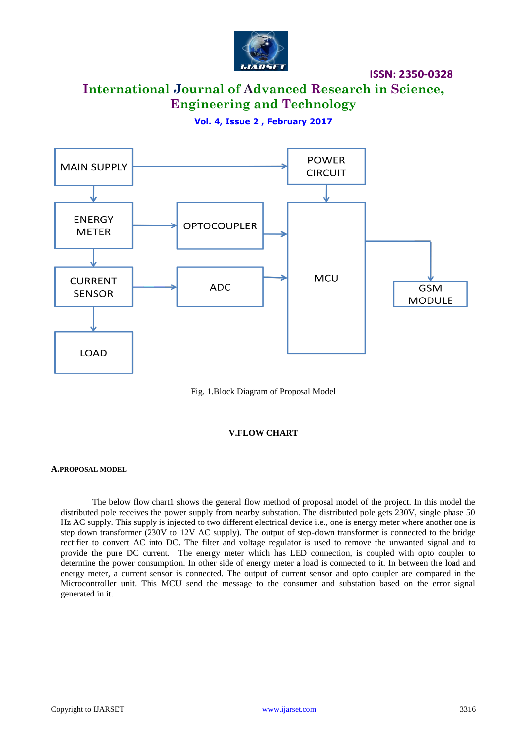Fig. 1.Block Diagram of Proposal Model

## V.FLOW CHART

### A.PROPOSAL MODEL

The below flow chart1 shows the general flow method of proposal model of the project. In this model the distributed pole receives the power supply from nearby substation. The distributed pole gets 230V, single phase 50 Hz AC supply. This supply is injected to two different electrical device i.e., one is energy meter where another one is step down transformer (230V to 12V AC supply). The output of step-down transformer is connected to the bridge rectifier to convert AC into DC. The filter and voltage regulator is used to remove the unwanted signal and to provide the pure DC current. The energy meter which has LED connection, is coupled with opto coupler to determine the power consumption. In other side of energy meter a load is connected to it. In between the load and energy meter, a current sensor is connected. The output of current sensor and opto coupler are compared in the Microcontroller unit. This MCU send the message to the consumer and substation based on the error signal generated in it.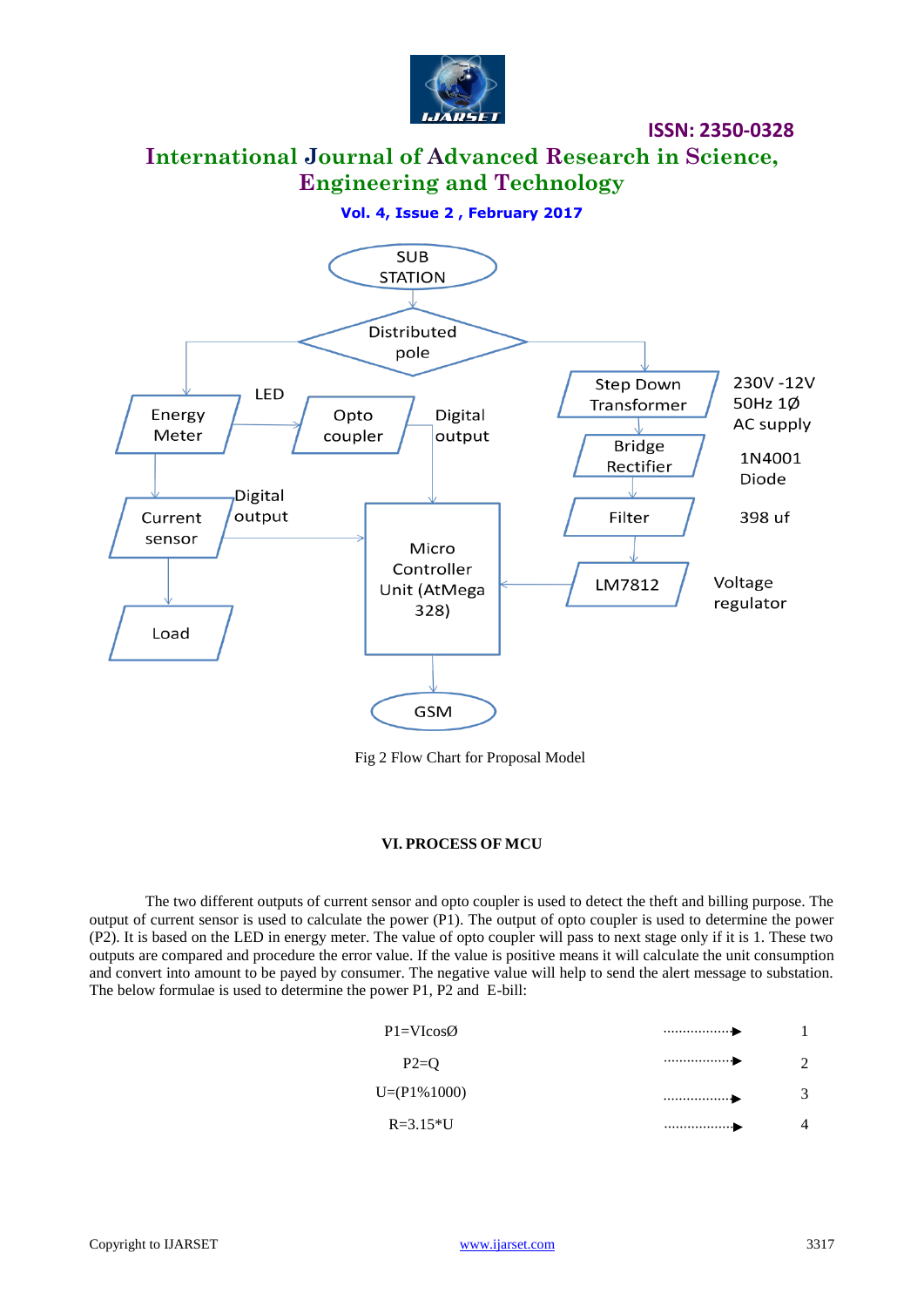Fig 2 Flow Chart for Proposal Model

### VI. PROCESS OF MCU

The two different outputs of current sensor and opto coupler is used to detect the theft and billing purpose. The output of current sensor is used to calculate the power (P1). The output of opto coupler is used to determine the power (P2). It is based on the LED in energy meter. The value of opto coupler will pass to next stage only if it is 1. These two outputs are compared and procedure the error value. If the value is positive means it will calculate the unit consumption and convert into amount to be payed by consumer. The negative value will help to send the alert message to substation. The below formulae is used to determine the power P1, P2 and E-bill:

$$P1=VI\cos\text{Ø} \quad \text{.................}\blacktriangleright \quad 1$$

$$P2=Q \quad \text{.................}\blacktriangleright \quad 2$$

$$U=(P1\%1000) \quad \text{.................}\blacktriangleright \quad 3$$

$$R=3.15*U \quad \text{.................}\blacktriangleright \quad 4$$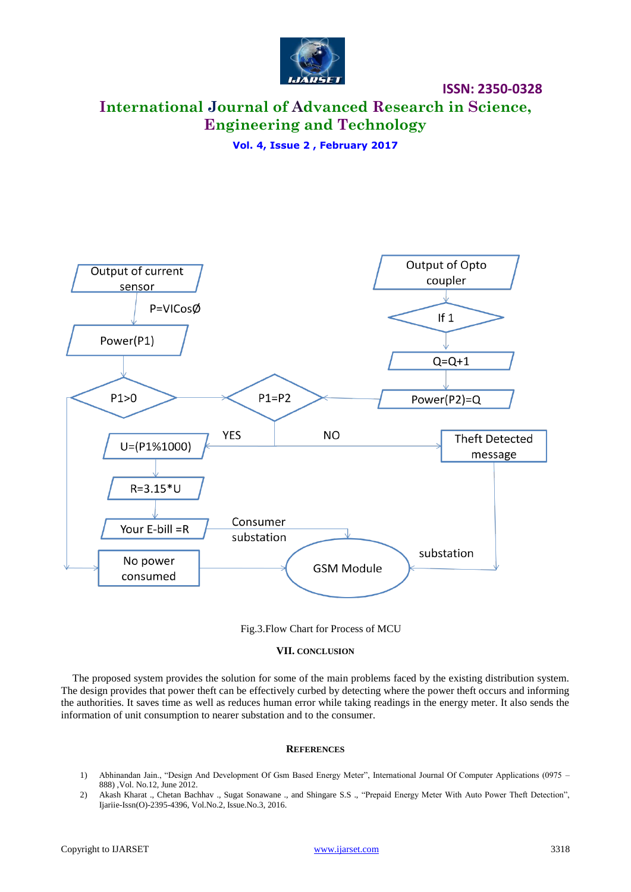Fig.3.Flow Chart for Process of MCU

## VII. CONCLUSION

The proposed system provides the solution for some of the main problems faced by the existing distribution system. The design provides that power theft can be effectively curbed by detecting where the power theft occurs and informing the authorities. It saves time as well as reduces human error while taking readings in the energy meter. It also sends the information of unit consumption to nearer substation and to the consumer.

## REFERENCES

1) Abhinandan Jain., "Design And Development Of Gsm Based Energy Meter", International Journal Of Computer Applications (0975 – 888) ,Vol. No.12, June 2012.
2) Akash Kharat ., Chetan Bachhav ., Sugat Sonawane ., and Shingare S.S ., "Prepaid Energy Meter With Auto Power Theft Detection", Ijariie-Issn(O)-2395-4396, Vol.No.2, Issue.No.3, 2016.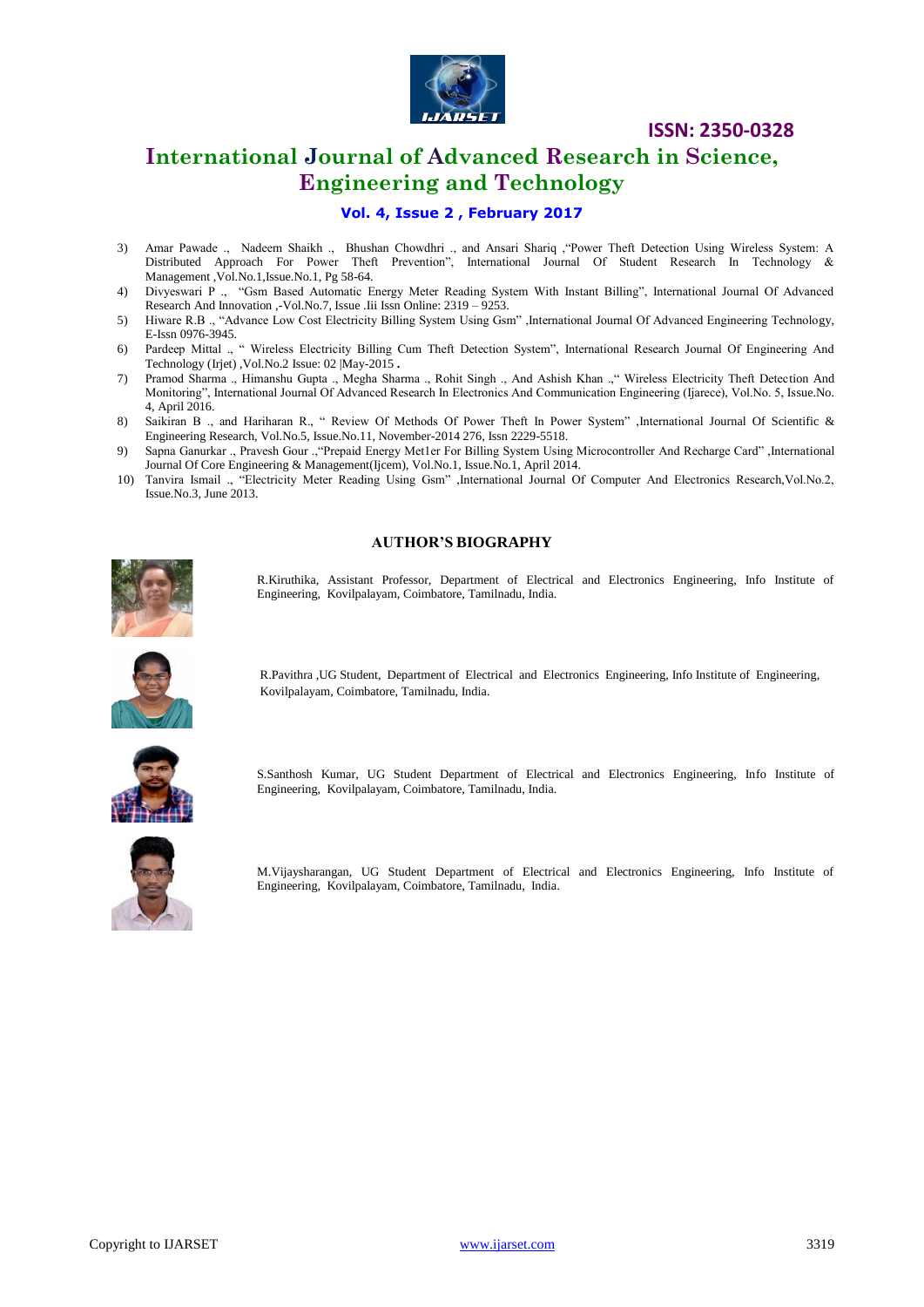3) Amar Pawade ., Nadeem Shaikh ., Bhushan Chowdhri ., and Ansari Shariq ,"Power Theft Detection Using Wireless System: A Distributed Approach For Power Theft Prevention", International Journal Of Student Research In Technology & Management ,Vol.No.1,Issue.No.1, Pg 58-64.
4) Divyeswari P ., "Gsm Based Automatic Energy Meter Reading System With Instant Billing", International Journal Of Advanced Research And Innovation ,-Vol.No.7, Issue .Iii Issn Online: 2319 – 9253.
5) Hiware R.B ., "Advance Low Cost Electricity Billing System Using Gsm" ,International Journal Of Advanced Engineering Technology, E-Issn 0976-3945.
6) Pardeep Mittal ., " Wireless Electricity Billing Cum Theft Detection System", International Research Journal Of Engineering And Technology (Irjet) ,Vol.No.2 Issue: 02 |May-2015 .
7) Pramod Sharma ., Himanshu Gupta ., Megha Sharma ., Rohit Singh ., And Ashish Khan .," Wireless Electricity Theft Detection And Monitoring", International Journal Of Advanced Research In Electronics And Communication Engineering (Ijarece), Vol.No. 5, Issue.No. 4, April 2016.
8) Saikiran B ., and Hariharan R., " Review Of Methods Of Power Theft In Power System" ,International Journal Of Scientific & Engineering Research, Vol.No.5, Issue.No.11, November-2014 276, Issn 2229-5518.
9) Sapna Ganurkar ., Pravesh Gour .,"Prepaid Energy Met1er For Billing System Using Microcontroller And Recharge Card" ,International Journal Of Core Engineering & Management(Ijcem), Vol.No.1, Issue.No.1, April 2014.
10) Tanvira Ismail ., "Electricity Meter Reading Using Gsm" ,International Journal Of Computer And Electronics Research,Vol.No.2, Issue.No.3, June 2013.

## AUTHOR'S BIOGRAPHY

R.Kiruthika, Assistant Professor, Department of Electrical and Electronics Engineering, Info Institute of Engineering, Kovilpalayam, Coimbatore, Tamilnadu, India.

R.Pavithra ,UG Student, Department of Electrical and Electronics Engineering, Info Institute of Engineering, Kovilpalayam, Coimbatore, Tamilnadu, India.

S.Santhosh Kumar, UG Student Department of Electrical and Electronics Engineering, Info Institute of Engineering, Kovilpalayam, Coimbatore, Tamilnadu, India.

M.Vijaysharangan, UG Student Department of Electrical and Electronics Engineering, Info Institute of Engineering, Kovilpalayam, Coimbatore, Tamilnadu, India.